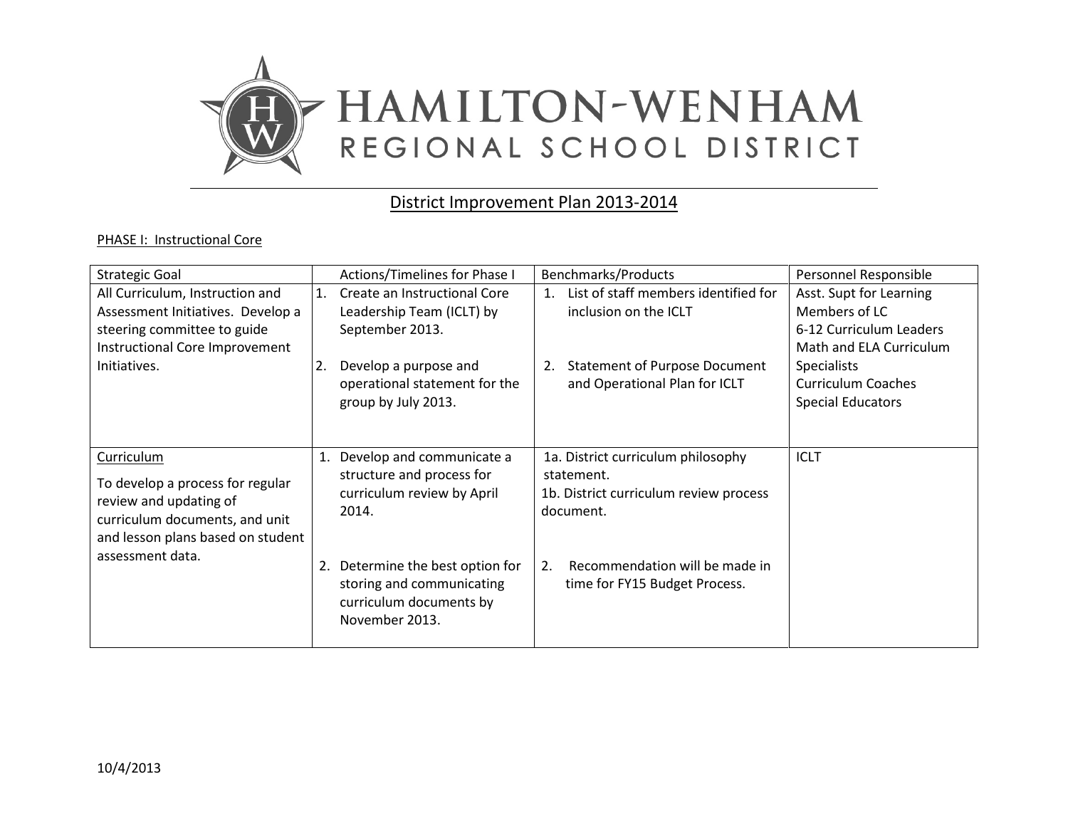# HAMILTON-WENHAM REGIONAL SCHOOL DISTRICT

## District Improvement Plan 2013-2014

PHASE I: Instructional Core

| Strategic Goal | Actions/Timelines for Phase I | Benchmarks/Products | Personnel Responsible |
|---|---|---|---|
| All Curriculum, Instruction and Assessment Initiatives. Develop a steering committee to guide Instructional Core Improvement Initiatives. | 1. Create an Instructional Core Leadership Team (ICLT) by September 2013.<br><br>2. Develop a purpose and operational statement for the group by July 2013. | 1. List of staff members identified for inclusion on the ICLT<br><br>2. Statement of Purpose Document and Operational Plan for ICLT | Asst. Supt for Learning<br>Members of LC<br>6-12 Curriculum Leaders<br>Math and ELA Curriculum Specialists<br>Curriculum Coaches<br>Special Educators |
| Curriculum<br>To develop a process for regular review and updating of curriculum documents, and unit and lesson plans based on student assessment data. | 1. Develop and communicate a structure and process for curriculum review by April 2014.<br><br>2. Determine the best option for storing and communicating curriculum documents by November 2013. | 1a. District curriculum philosophy statement.<br>1b. District curriculum review process document.<br><br>2. Recommendation will be made in time for FY15 Budget Process. | ICLT |

10/4/2013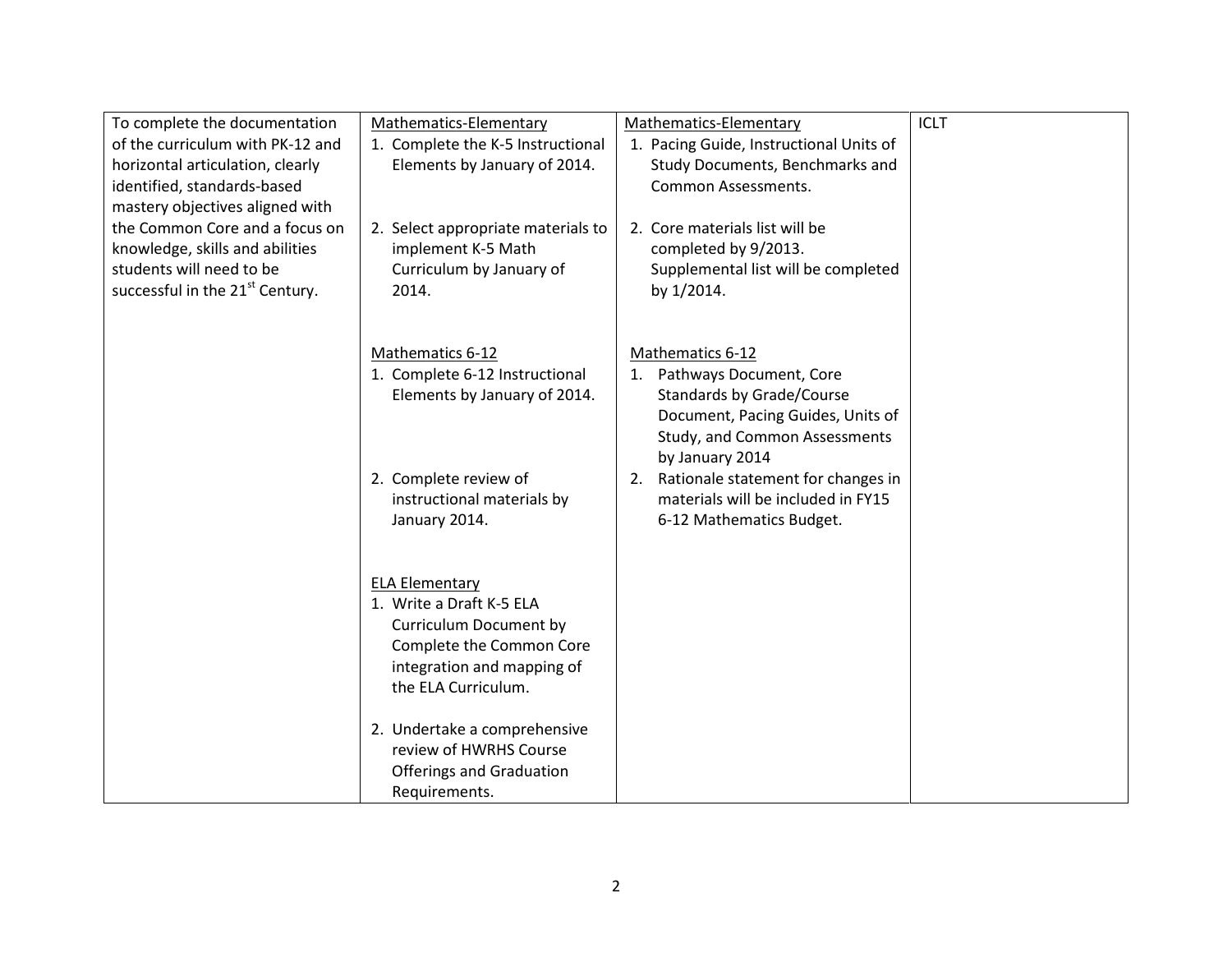| | | | |
|---|---|---|---|
| To complete the documentation of the curriculum with PK-12 and horizontal articulation, clearly identified, standards-based mastery objectives aligned with the Common Core and a focus on knowledge, skills and abilities students will need to be successful in the 21st Century. | Mathematics-Elementary<br>1. Complete the K-5 Instructional Elements by January of 2014.<br><br>2. Select appropriate materials to implement K-5 Math Curriculum by January of 2014.<br><br>Mathematics 6-12<br>1. Complete 6-12 Instructional Elements by January of 2014.<br><br>2. Complete review of instructional materials by January 2014.<br><br>ELA Elementary<br>1. Write a Draft K-5 ELA Curriculum Document by Complete the Common Core integration and mapping of the ELA Curriculum.<br><br>2. Undertake a comprehensive review of HWRHS Course Offerings and Graduation Requirements. | Mathematics-Elementary<br>1. Pacing Guide, Instructional Units of Study Documents, Benchmarks and Common Assessments.<br><br>2. Core materials list will be completed by 9/2013. Supplemental list will be completed by 1/2014.<br><br>Mathematics 6-12<br>1. Pathways Document, Core Standards by Grade/Course Document, Pacing Guides, Units of Study, and Common Assessments by January 2014<br>2. Rationale statement for changes in materials will be included in FY15 6-12 Mathematics Budget. | ICLT |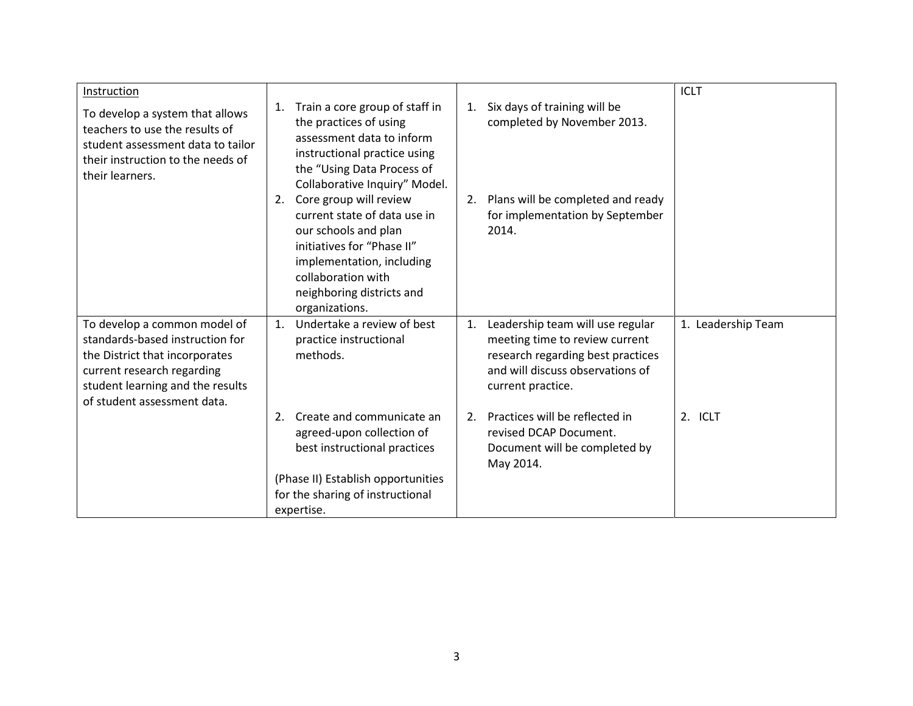| | | | |
|---|---|---|---|
| <u>Instruction</u><br><br>To develop a system that allows teachers to use the results of student assessment data to tailor their instruction to the needs of their learners. | 1. Train a core group of staff in the practices of using assessment data to inform instructional practice using the "Using Data Process of Collaborative Inquiry" Model.<br>2. Core group will review current state of data use in our schools and plan initiatives for "Phase II" implementation, including collaboration with neighboring districts and organizations. | 1. Six days of training will be completed by November 2013.<br><br>2. Plans will be completed and ready for implementation by September 2014. | ICLT |
| To develop a common model of standards-based instruction for the District that incorporates current research regarding student learning and the results of student assessment data. | 1. Undertake a review of best practice instructional methods.<br><br>2. Create and communicate an agreed-upon collection of best instructional practices<br><br>(Phase II) Establish opportunities for the sharing of instructional expertise. | 1. Leadership team will use regular meeting time to review current research regarding best practices and will discuss observations of current practice.<br><br>2. Practices will be reflected in revised DCAP Document. Document will be completed by May 2014. | 1. Leadership Team<br><br>2. ICLT |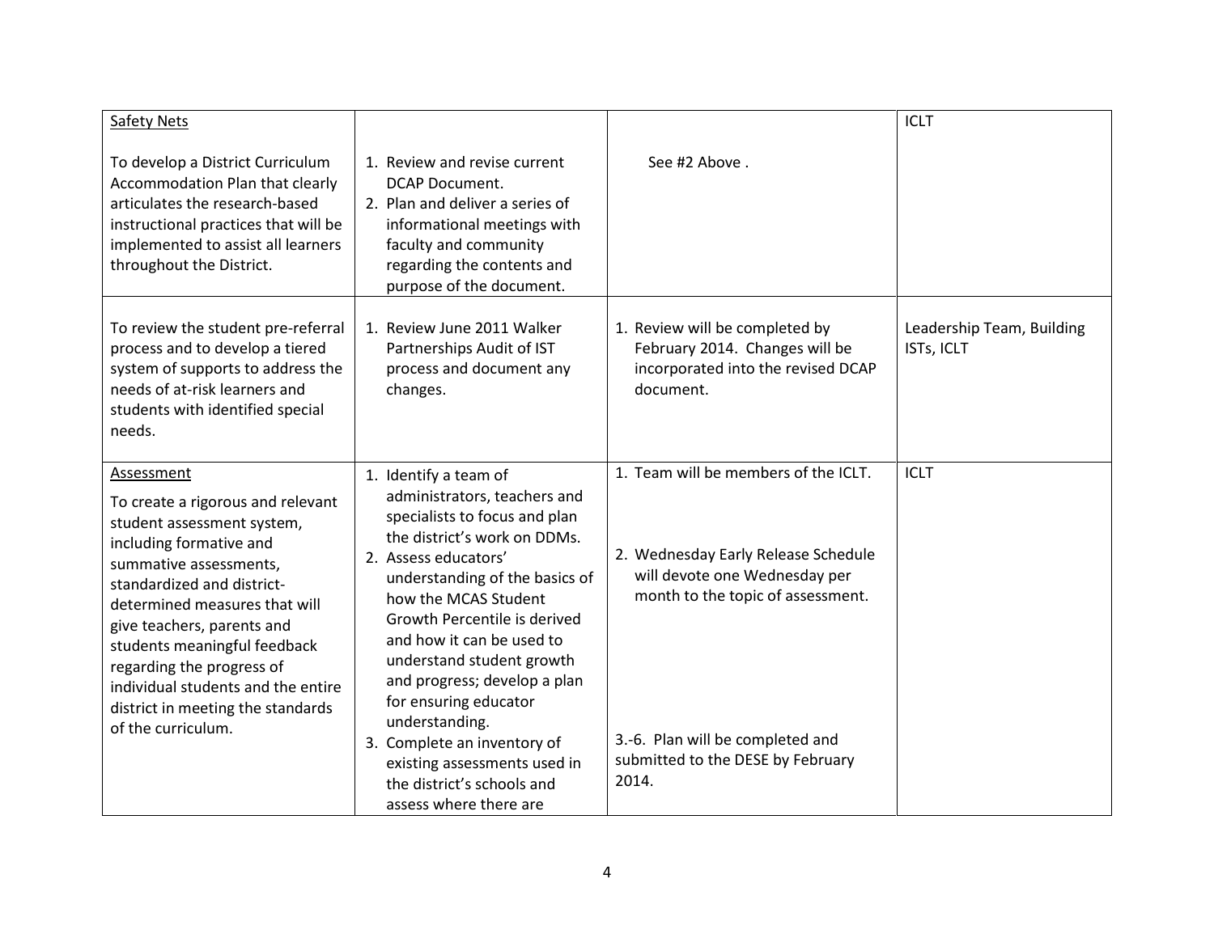| | | | |
|---|---|---|---|
| <u>Safety Nets</u><br><br>To develop a District Curriculum Accommodation Plan that clearly articulates the research-based instructional practices that will be implemented to assist all learners throughout the District. | 1. Review and revise current DCAP Document.<br>2. Plan and deliver a series of informational meetings with faculty and community regarding the contents and purpose of the document. | See #2 Above . | ICLT |
| To review the student pre-referral process and to develop a tiered system of supports to address the needs of at-risk learners and students with identified special needs. | 1. Review June 2011 Walker Partnerships Audit of IST process and document any changes. | 1. Review will be completed by February 2014. Changes will be incorporated into the revised DCAP document. | Leadership Team, Building ISTs, ICLT |
| <u>Assessment</u><br>To create a rigorous and relevant student assessment system, including formative and summative assessments, standardized and district-determined measures that will give teachers, parents and students meaningful feedback regarding the progress of individual students and the entire district in meeting the standards of the curriculum. | 1. Identify a team of administrators, teachers and specialists to focus and plan the district's work on DDMs.<br>2. Assess educators' understanding of the basics of how the MCAS Student Growth Percentile is derived and how it can be used to understand student growth and progress; develop a plan for ensuring educator understanding.<br>3. Complete an inventory of existing assessments used in the district's schools and assess where there are | 1. Team will be members of the ICLT.<br><br>2. Wednesday Early Release Schedule will devote one Wednesday per month to the topic of assessment.<br><br>3.-6. Plan will be completed and submitted to the DESE by February 2014. | ICLT |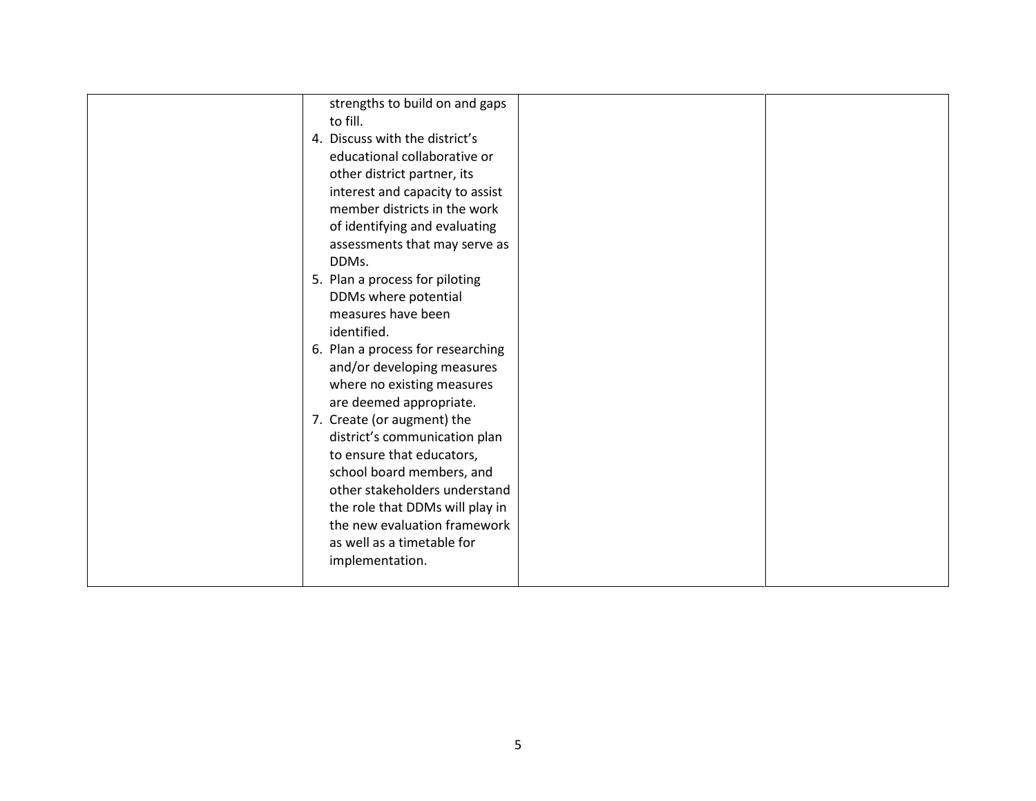|  |  |  |  |
|---|---|---|---|
|  | strengths to build on and gaps to fill.<br>4. Discuss with the district's educational collaborative or other district partner, its interest and capacity to assist member districts in the work of identifying and evaluating assessments that may serve as DDMs.<br>5. Plan a process for piloting DDMs where potential measures have been identified.<br>6. Plan a process for researching and/or developing measures where no existing measures are deemed appropriate.<br>7. Create (or augment) the district's communication plan to ensure that educators, school board members, and other stakeholders understand the role that DDMs will play in the new evaluation framework as well as a timetable for implementation. |  |  |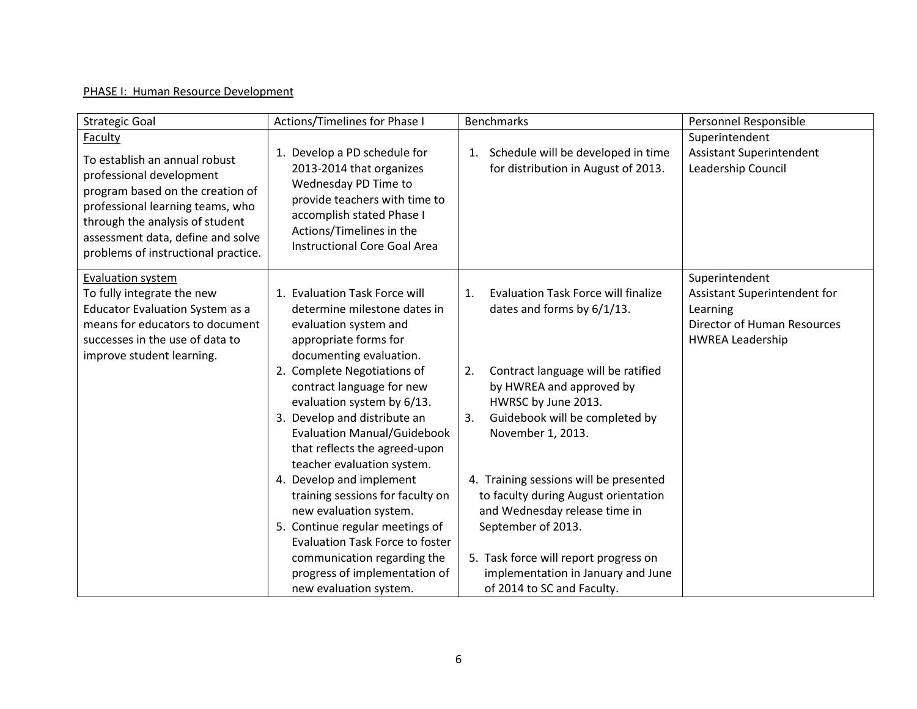PHASE I: Human Resource Development

| Strategic Goal | Actions/Timelines for Phase I | Benchmarks | Personnel Responsible |
|---|---|---|---|
| Faculty<br>To establish an annual robust professional development program based on the creation of professional learning teams, who through the analysis of student assessment data, define and solve problems of instructional practice. | 1. Develop a PD schedule for 2013-2014 that organizes Wednesday PD Time to provide teachers with time to accomplish stated Phase I Actions/Timelines in the Instructional Core Goal Area | 1. Schedule will be developed in time for distribution in August of 2013. | Superintendent<br>Assistant Superintendent<br>Leadership Council |
| Evaluation system<br>To fully integrate the new Educator Evaluation System as a means for educators to document successes in the use of data to improve student learning. | 1. Evaluation Task Force will determine milestone dates in evaluation system and appropriate forms for documenting evaluation.<br>2. Complete Negotiations of contract language for new evaluation system by 6/13.<br>3. Develop and distribute an Evaluation Manual/Guidebook that reflects the agreed-upon teacher evaluation system.<br>4. Develop and implement training sessions for faculty on new evaluation system.<br>5. Continue regular meetings of Evaluation Task Force to foster communication regarding the progress of implementation of new evaluation system. | 1. Evaluation Task Force will finalize dates and forms by 6/1/13.<br>2. Contract language will be ratified by HWREA and approved by HWRSC by June 2013.<br>3. Guidebook will be completed by November 1, 2013.<br>4. Training sessions will be presented to faculty during August orientation and Wednesday release time in September of 2013.<br>5. Task force will report progress on implementation in January and June of 2014 to SC and Faculty. | Superintendent<br>Assistant Superintendent for Learning<br>Director of Human Resources<br>HWREA Leadership |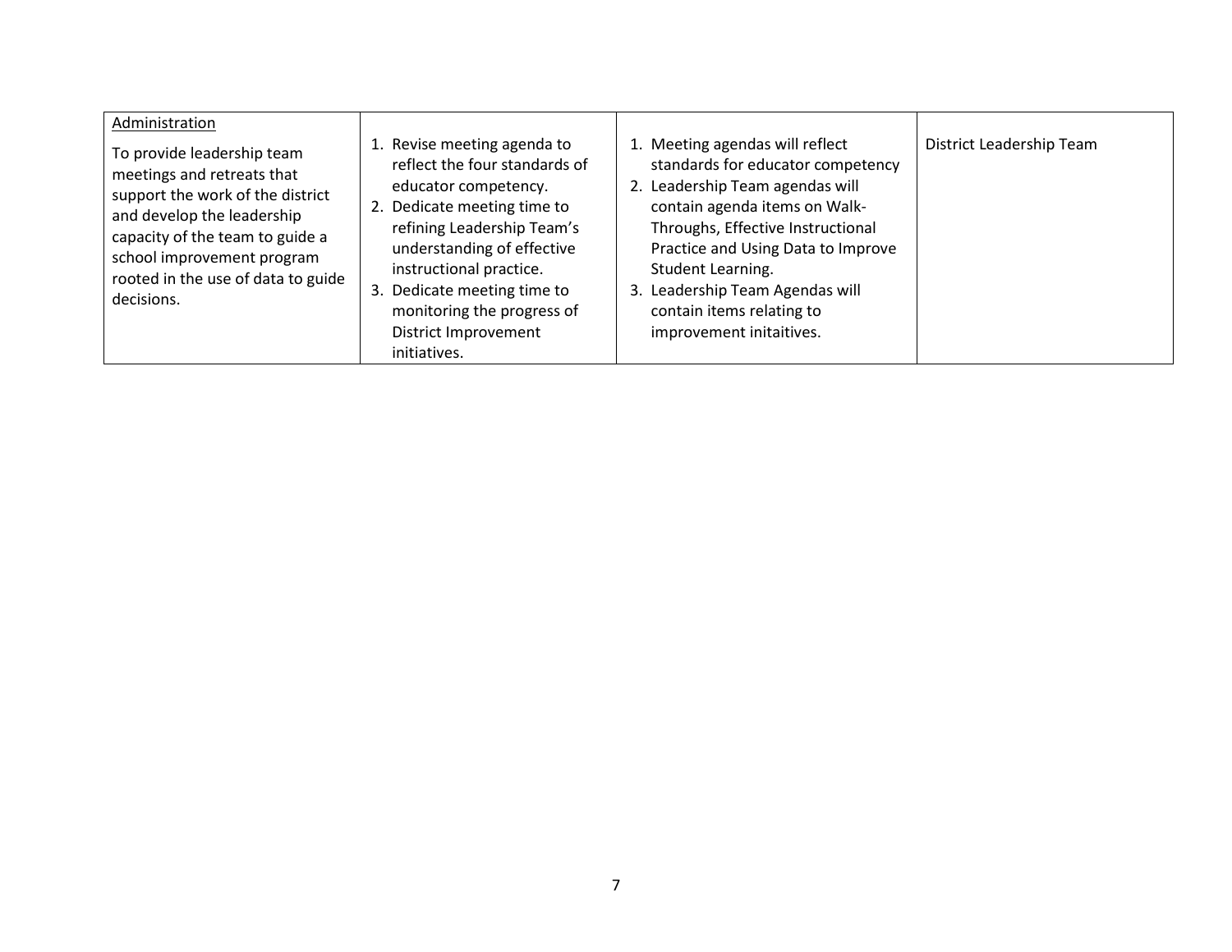| | | | |
|---|---|---|---|
| Administration<br><br>To provide leadership team meetings and retreats that support the work of the district and develop the leadership capacity of the team to guide a school improvement program rooted in the use of data to guide decisions. | 1. Revise meeting agenda to reflect the four standards of educator competency.<br>2. Dedicate meeting time to refining Leadership Team's understanding of effective instructional practice.<br>3. Dedicate meeting time to monitoring the progress of District Improvement initiatives. | 1. Meeting agendas will reflect standards for educator competency<br>2. Leadership Team agendas will contain agenda items on Walk-Throughs, Effective Instructional Practice and Using Data to Improve Student Learning.<br>3. Leadership Team Agendas will contain items relating to improvement initaitives. | District Leadership Team |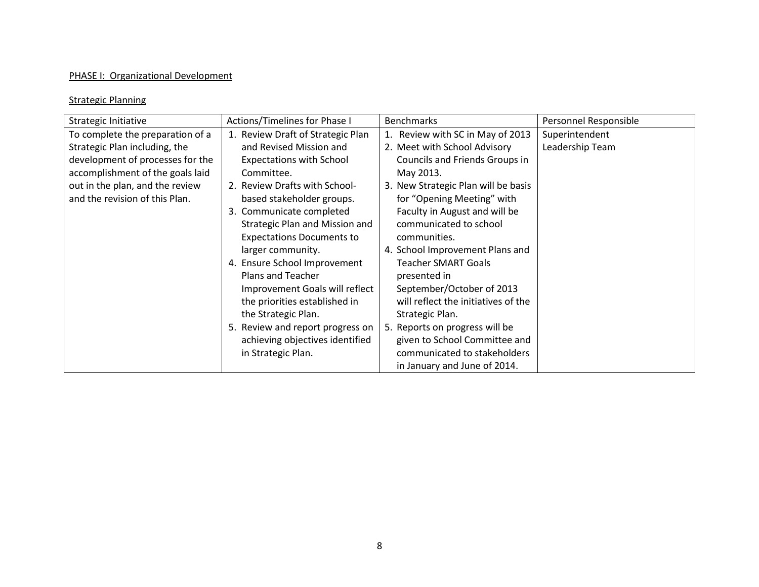PHASE I: Organizational Development

Strategic Planning

| Strategic Initiative | Actions/Timelines for Phase I | Benchmarks | Personnel Responsible |
|---|---|---|---|
| To complete the preparation of a Strategic Plan including, the development of processes for the accomplishment of the goals laid out in the plan, and the review and the revision of this Plan. | 1. Review Draft of Strategic Plan and Revised Mission and Expectations with School Committee.<br>2. Review Drafts with School-based stakeholder groups.<br>3. Communicate completed Strategic Plan and Mission and Expectations Documents to larger community.<br>4. Ensure School Improvement Plans and Teacher Improvement Goals will reflect the priorities established in the Strategic Plan.<br>5. Review and report progress on achieving objectives identified in Strategic Plan. | 1. Review with SC in May of 2013<br>2. Meet with School Advisory Councils and Friends Groups in May 2013.<br>3. New Strategic Plan will be basis for "Opening Meeting" with Faculty in August and will be communicated to school communities.<br>4. School Improvement Plans and Teacher SMART Goals presented in September/October of 2013 will reflect the initiatives of the Strategic Plan.<br>5. Reports on progress will be given to School Committee and communicated to stakeholders in January and June of 2014. | Superintendent<br>Leadership Team |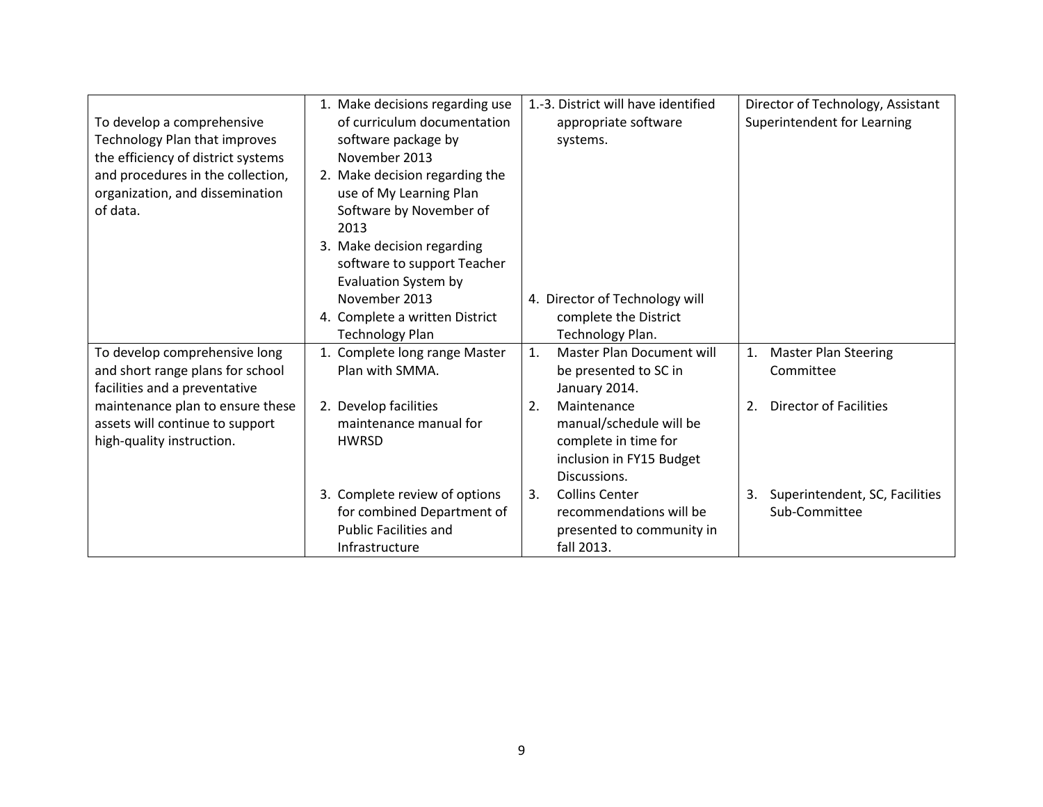| | | | |
|---|---|---|---|
| To develop a comprehensive Technology Plan that improves the efficiency of district systems and procedures in the collection, organization, and dissemination of data. | 1. Make decisions regarding use of curriculum documentation software package by November 2013<br>2. Make decision regarding the use of My Learning Plan Software by November of 2013<br>3. Make decision regarding software to support Teacher Evaluation System by November 2013<br>4. Complete a written District Technology Plan | 1.-3. District will have identified appropriate software systems.<br><br>4. Director of Technology will complete the District Technology Plan. | Director of Technology, Assistant Superintendent for Learning |
| To develop comprehensive long and short range plans for school facilities and a preventative maintenance plan to ensure these assets will continue to support high-quality instruction. | 1. Complete long range Master Plan with SMMA.<br>2. Develop facilities maintenance manual for HWRSD<br>3. Complete review of options for combined Department of Public Facilities and Infrastructure | 1. Master Plan Document will be presented to SC in January 2014.<br>2. Maintenance manual/schedule will be complete in time for inclusion in FY15 Budget Discussions.<br>3. Collins Center recommendations will be presented to community in fall 2013. | 1. Master Plan Steering Committee<br>2. Director of Facilities<br>3. Superintendent, SC, Facilities Sub-Committee |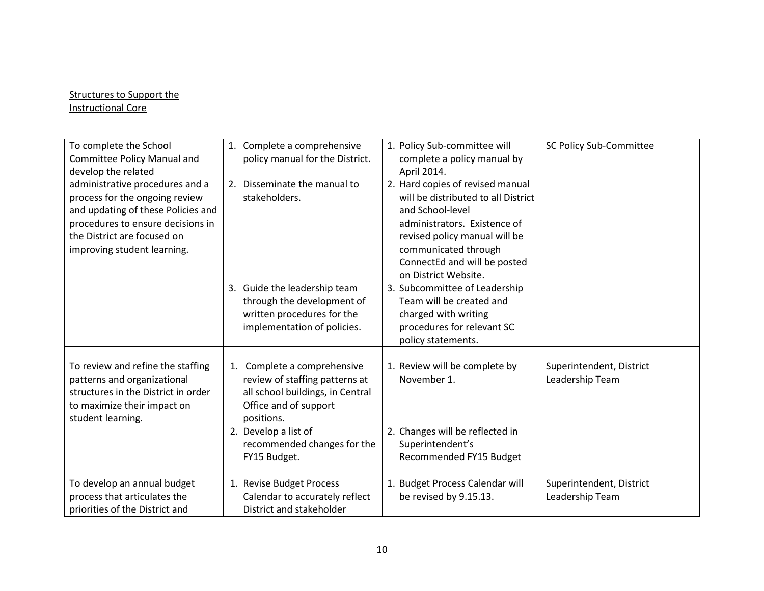Structures to Support the Instructional Core

| | | | |
|---|---|---|---|
| To complete the School Committee Policy Manual and develop the related administrative procedures and a process for the ongoing review and updating of these Policies and procedures to ensure decisions in the District are focused on improving student learning. | 1. Complete a comprehensive policy manual for the District.<br>2. Disseminate the manual to stakeholders.<br>3. Guide the leadership team through the development of written procedures for the implementation of policies. | 1. Policy Sub-committee will complete a policy manual by April 2014.<br>2. Hard copies of revised manual will be distributed to all District and School-level administrators. Existence of revised policy manual will be communicated through ConnectEd and will be posted on District Website.<br>3. Subcommittee of Leadership Team will be created and charged with writing procedures for relevant SC policy statements. | SC Policy Sub-Committee |
| To review and refine the staffing patterns and organizational structures in the District in order to maximize their impact on student learning. | 1. Complete a comprehensive review of staffing patterns at all school buildings, in Central Office and of support positions.<br>2. Develop a list of recommended changes for the FY15 Budget. | 1. Review will be complete by November 1.<br>2. Changes will be reflected in Superintendent's Recommended FY15 Budget | Superintendent, District Leadership Team |
| To develop an annual budget process that articulates the priorities of the District and | 1. Revise Budget Process Calendar to accurately reflect District and stakeholder | 1. Budget Process Calendar will be revised by 9.15.13. | Superintendent, District Leadership Team |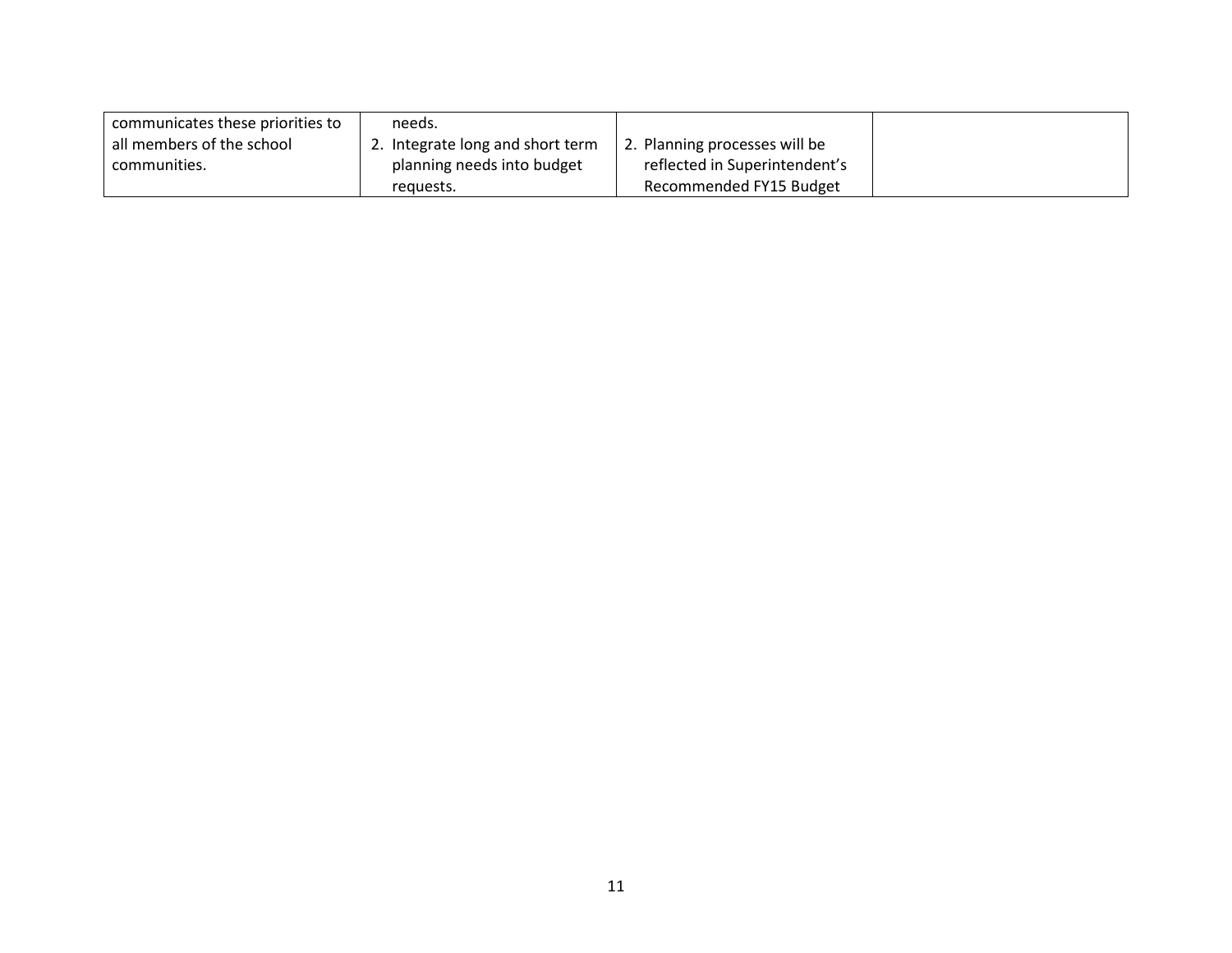| | | | |
|---|---|---|---|
| communicates these priorities to all members of the school communities. | needs.<br>2. Integrate long and short term planning needs into budget requests. | 2. Planning processes will be reflected in Superintendent's Recommended FY15 Budget | |